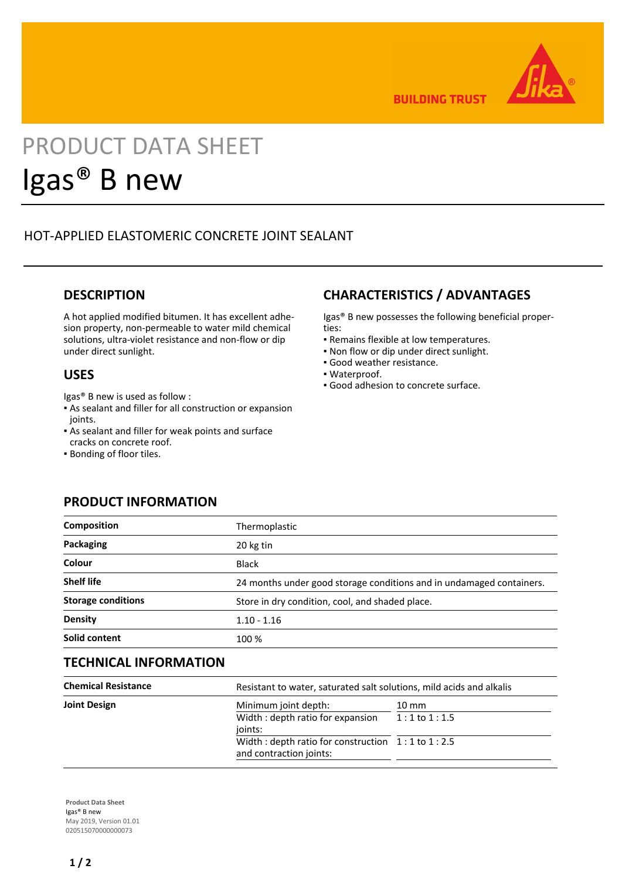BUILDING TRUST

# PRODUCT DATA SHEET

# Igas® B new

HOT-APPLIED ELASTOMERIC CONCRETE JOINT SEALANT

## DESCRIPTION

A hot applied modified bitumen. It has excellent adhesion property, non-permeable to water mild chemical solutions, ultra-violet resistance and non-flow or dip under direct sunlight.

## USES

Igas® B new is used as follow :

- As sealant and filler for all construction or expansion joints.
- As sealant and filler for weak points and surface cracks on concrete roof.
- Bonding of floor tiles.

## CHARACTERISTICS / ADVANTAGES

Igas® B new possesses the following beneficial properties:

- Remains flexible at low temperatures.
- Non flow or dip under direct sunlight.
- Good weather resistance.
- Waterproof.
- Good adhesion to concrete surface.

## PRODUCT INFORMATION

| | |
|---|---|
| **Composition** | Thermoplastic |
| **Packaging** | 20 kg tin |
| **Colour** | Black |
| **Shelf life** | 24 months under good storage conditions and in undamaged containers. |
| **Storage conditions** | Store in dry condition, cool, and shaded place. |
| **Density** | 1.10 - 1.16 |
| **Solid content** | 100 % |

## TECHNICAL INFORMATION

| | | |
|---|---|---|
| **Chemical Resistance** | Resistant to water, saturated salt solutions, mild acids and alkalis | |
| **Joint Design** | Minimum joint depth: | 10 mm |
| | Width : depth ratio for expansion joints: | 1 : 1 to 1 : 1.5 |
| | Width : depth ratio for construction and contraction joints: | 1 : 1 to 1 : 2.5 |

**Product Data Sheet**
Igas® B new
May 2019, Version 01.01
020515070000000073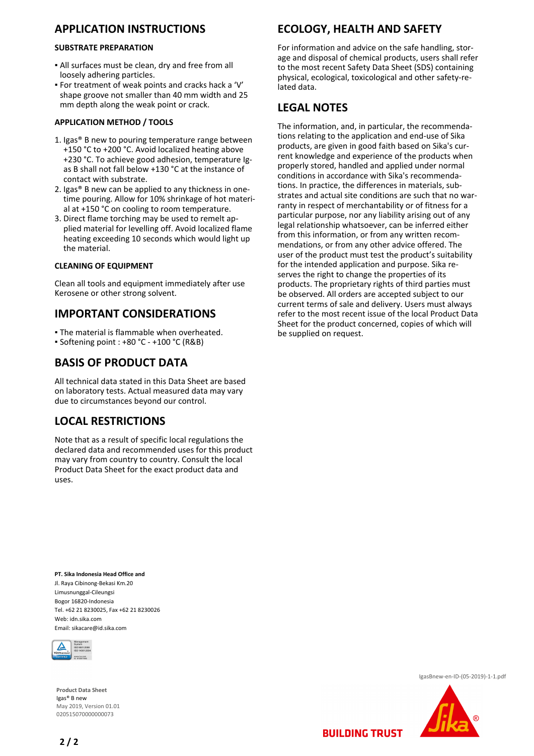## APPLICATION INSTRUCTIONS

### SUBSTRATE PREPARATION

- All surfaces must be clean, dry and free from all loosely adhering particles.
- For treatment of weak points and cracks hack a 'V' shape groove not smaller than 40 mm width and 25 mm depth along the weak point or crack.

### APPLICATION METHOD / TOOLS

1. Igas® B new to pouring temperature range between +150 °C to +200 °C. Avoid localized heating above +230 °C. To achieve good adhesion, temperature Igas B shall not fall below +130 °C at the instance of contact with substrate.
2. Igas® B new can be applied to any thickness in one-time pouring. Allow for 10% shrinkage of hot material at +150 °C on cooling to room temperature.
3. Direct flame torching may be used to remelt applied material for levelling off. Avoid localized flame heating exceeding 10 seconds which would light up the material.

### CLEANING OF EQUIPMENT

Clean all tools and equipment immediately after use Kerosene or other strong solvent.

## IMPORTANT CONSIDERATIONS

- The material is flammable when overheated.
- Softening point : +80 °C - +100 °C (R&B)

## BASIS OF PRODUCT DATA

All technical data stated in this Data Sheet are based on laboratory tests. Actual measured data may vary due to circumstances beyond our control.

## LOCAL RESTRICTIONS

Note that as a result of specific local regulations the declared data and recommended uses for this product may vary from country to country. Consult the local Product Data Sheet for the exact product data and uses.

## ECOLOGY, HEALTH AND SAFETY

For information and advice on the safe handling, storage and disposal of chemical products, users shall refer to the most recent Safety Data Sheet (SDS) containing physical, ecological, toxicological and other safety-related data.

## LEGAL NOTES

The information, and, in particular, the recommendations relating to the application and end-use of Sika products, are given in good faith based on Sika's current knowledge and experience of the products when properly stored, handled and applied under normal conditions in accordance with Sika's recommendations. In practice, the differences in materials, substrates and actual site conditions are such that no warranty in respect of merchantability or of fitness for a particular purpose, nor any liability arising out of any legal relationship whatsoever, can be inferred either from this information, or from any written recommendations, or from any other advice offered. The user of the product must test the product's suitability for the intended application and purpose. Sika reserves the right to change the properties of its products. The proprietary rights of third parties must be observed. All orders are accepted subject to our current terms of sale and delivery. Users must always refer to the most recent issue of the local Product Data Sheet for the product concerned, copies of which will be supplied on request.

**PT. Sika Indonesia Head Office and**
Jl. Raya Cibinong-Bekasi Km.20
Limusnunggal-Cileungsi
Bogor 16820-Indonesia
Tel. +62 21 8230025, Fax +62 21 8230026
Web: idn.sika.com
Email: sikacare@id.sika.com

**Product Data Sheet**
Igas® B new
May 2019, Version 01.01
020515070000000073

IgasBnew-en-ID-(05-2019)-1-1.pdf

**BUILDING TRUST**